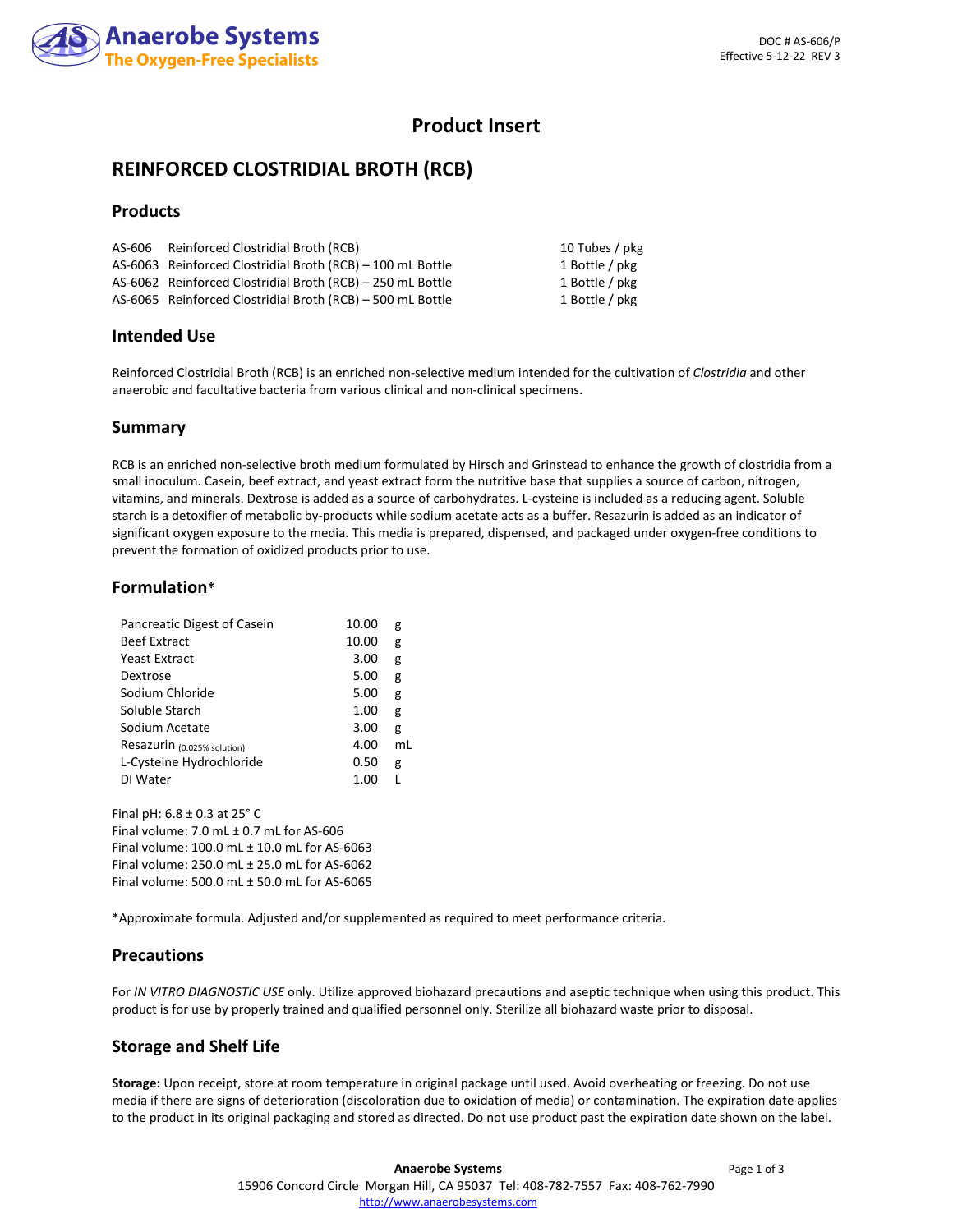# Product Insert

## REINFORCED CLOSTRIDIAL BROTH (RCB)

### Products

| | | |
|---|---|---|
| AS-606 | Reinforced Clostridial Broth (RCB) | 10 Tubes / pkg |
| AS-6063 | Reinforced Clostridial Broth (RCB) – 100 mL Bottle | 1 Bottle / pkg |
| AS-6062 | Reinforced Clostridial Broth (RCB) – 250 mL Bottle | 1 Bottle / pkg |
| AS-6065 | Reinforced Clostridial Broth (RCB) – 500 mL Bottle | 1 Bottle / pkg |

### Intended Use

Reinforced Clostridial Broth (RCB) is an enriched non-selective medium intended for the cultivation of *Clostridia* and other anaerobic and facultative bacteria from various clinical and non-clinical specimens.

### Summary

RCB is an enriched non-selective broth medium formulated by Hirsch and Grinstead to enhance the growth of clostridia from a small inoculum. Casein, beef extract, and yeast extract form the nutritive base that supplies a source of carbon, nitrogen, vitamins, and minerals. Dextrose is added as a source of carbohydrates. L-cysteine is included as a reducing agent. Soluble starch is a detoxifier of metabolic by-products while sodium acetate acts as a buffer. Resazurin is added as an indicator of significant oxygen exposure to the media. This media is prepared, dispensed, and packaged under oxygen-free conditions to prevent the formation of oxidized products prior to use.

### Formulation*

| | | |
|---|---|---|
| Pancreatic Digest of Casein | 10.00 | g |
| Beef Extract | 10.00 | g |
| Yeast Extract | 3.00 | g |
| Dextrose | 5.00 | g |
| Sodium Chloride | 5.00 | g |
| Soluble Starch | 1.00 | g |
| Sodium Acetate | 3.00 | g |
| Resazurin (0.025% solution) | 4.00 | mL |
| L-Cysteine Hydrochloride | 0.50 | g |
| DI Water | 1.00 | L |

Final pH: 6.8 ± 0.3 at 25° C
Final volume: 7.0 mL ± 0.7 mL for AS-606
Final volume: 100.0 mL ± 10.0 mL for AS-6063
Final volume: 250.0 mL ± 25.0 mL for AS-6062
Final volume: 500.0 mL ± 50.0 mL for AS-6065

*Approximate formula. Adjusted and/or supplemented as required to meet performance criteria.

### Precautions

For *IN VITRO DIAGNOSTIC USE* only. Utilize approved biohazard precautions and aseptic technique when using this product. This product is for use by properly trained and qualified personnel only. Sterilize all biohazard waste prior to disposal.

### Storage and Shelf Life

**Storage:** Upon receipt, store at room temperature in original package until used. Avoid overheating or freezing. Do not use media if there are signs of deterioration (discoloration due to oxidation of media) or contamination. The expiration date applies to the product in its original packaging and stored as directed. Do not use product past the expiration date shown on the label.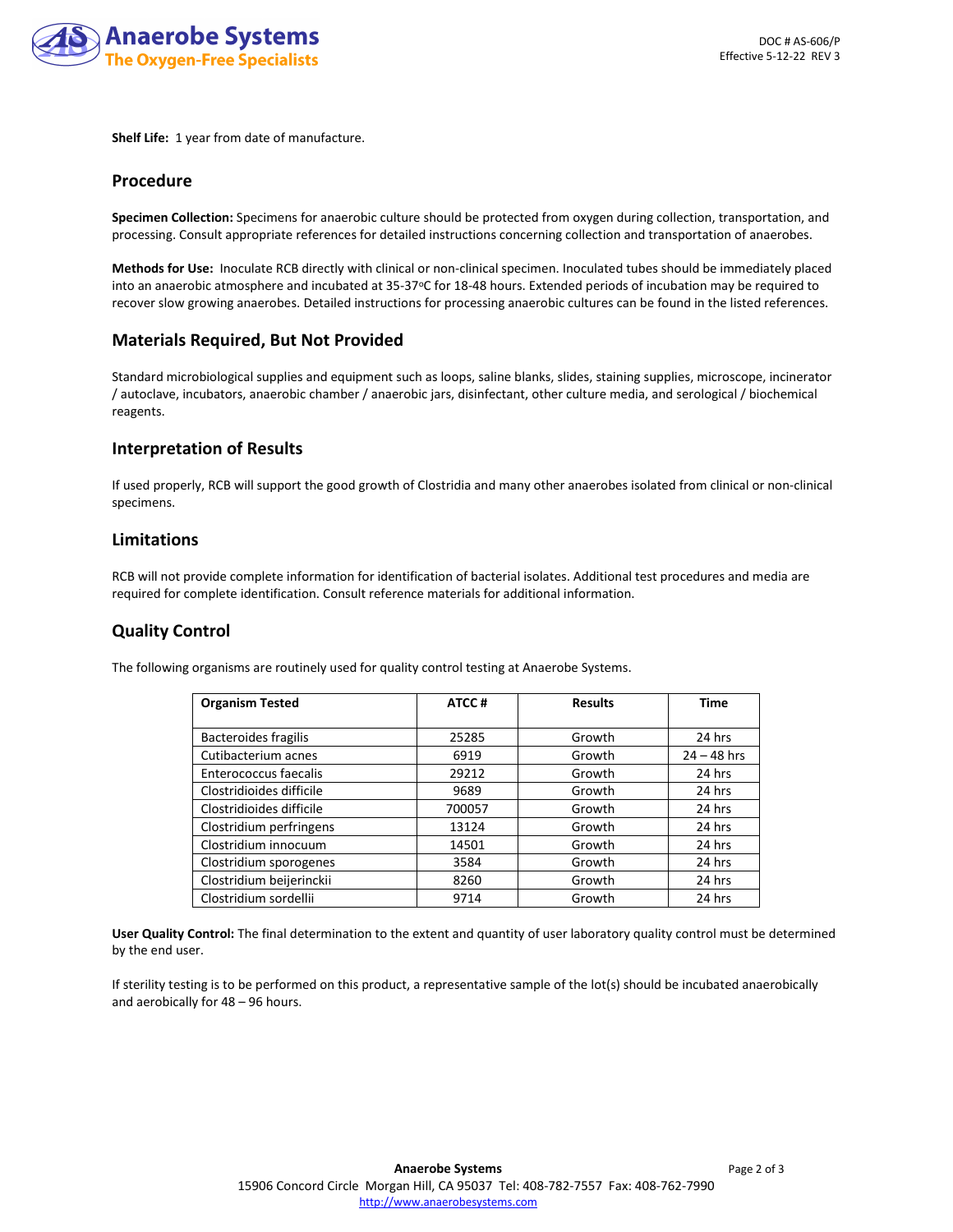**Shelf Life:** 1 year from date of manufacture.

## Procedure

**Specimen Collection:** Specimens for anaerobic culture should be protected from oxygen during collection, transportation, and processing. Consult appropriate references for detailed instructions concerning collection and transportation of anaerobes.

**Methods for Use:** Inoculate RCB directly with clinical or non-clinical specimen. Inoculated tubes should be immediately placed into an anaerobic atmosphere and incubated at 35-37°C for 18-48 hours. Extended periods of incubation may be required to recover slow growing anaerobes. Detailed instructions for processing anaerobic cultures can be found in the listed references.

## Materials Required, But Not Provided

Standard microbiological supplies and equipment such as loops, saline blanks, slides, staining supplies, microscope, incinerator / autoclave, incubators, anaerobic chamber / anaerobic jars, disinfectant, other culture media, and serological / biochemical reagents.

## Interpretation of Results

If used properly, RCB will support the good growth of Clostridia and many other anaerobes isolated from clinical or non-clinical specimens.

## Limitations

RCB will not provide complete information for identification of bacterial isolates. Additional test procedures and media are required for complete identification. Consult reference materials for additional information.

## Quality Control

The following organisms are routinely used for quality control testing at Anaerobe Systems.

| Organism Tested | ATCC # | Results | Time |
|---|---|---|---|
| Bacteroides fragilis | 25285 | Growth | 24 hrs |
| Cutibacterium acnes | 6919 | Growth | 24 – 48 hrs |
| Enterococcus faecalis | 29212 | Growth | 24 hrs |
| Clostridioides difficile | 9689 | Growth | 24 hrs |
| Clostridioides difficile | 700057 | Growth | 24 hrs |
| Clostridium perfringens | 13124 | Growth | 24 hrs |
| Clostridium innocuum | 14501 | Growth | 24 hrs |
| Clostridium sporogenes | 3584 | Growth | 24 hrs |
| Clostridium beijerinckii | 8260 | Growth | 24 hrs |
| Clostridium sordellii | 9714 | Growth | 24 hrs |

**User Quality Control:** The final determination to the extent and quantity of user laboratory quality control must be determined by the end user.

If sterility testing is to be performed on this product, a representative sample of the lot(s) should be incubated anaerobically and aerobically for 48 – 96 hours.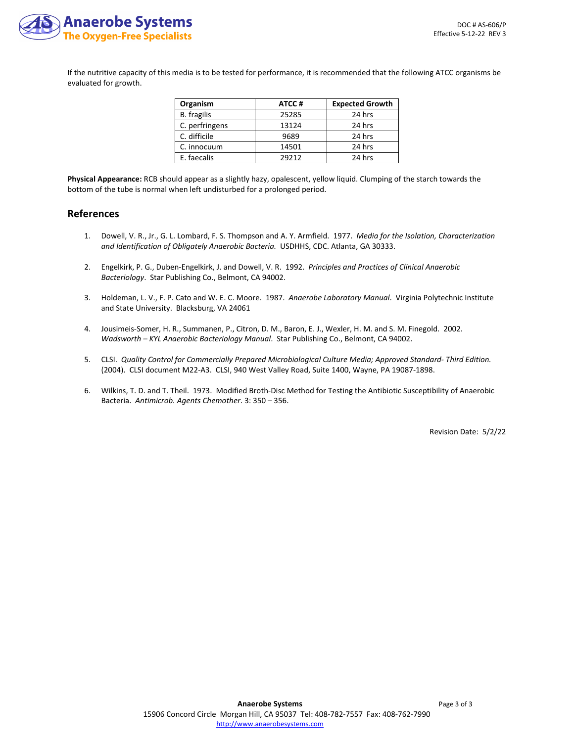If the nutritive capacity of this media is to be tested for performance, it is recommended that the following ATCC organisms be evaluated for growth.

| Organism | ATCC # | Expected Growth |
|---|---|---|
| B. fragilis | 25285 | 24 hrs |
| C. perfringens | 13124 | 24 hrs |
| C. difficile | 9689 | 24 hrs |
| C. innocuum | 14501 | 24 hrs |
| E. faecalis | 29212 | 24 hrs |

**Physical Appearance:** RCB should appear as a slightly hazy, opalescent, yellow liquid. Clumping of the starch towards the bottom of the tube is normal when left undisturbed for a prolonged period.

## References

1. Dowell, V. R., Jr., G. L. Lombard, F. S. Thompson and A. Y. Armfield. 1977. *Media for the Isolation, Characterization and Identification of Obligately Anaerobic Bacteria.* USDHHS, CDC. Atlanta, GA 30333.

2. Engelkirk, P. G., Duben-Engelkirk, J. and Dowell, V. R. 1992. *Principles and Practices of Clinical Anaerobic Bacteriology*. Star Publishing Co., Belmont, CA 94002.

3. Holdeman, L. V., F. P. Cato and W. E. C. Moore. 1987. *Anaerobe Laboratory Manual*. Virginia Polytechnic Institute and State University. Blacksburg, VA 24061

4. Jousimeis-Somer, H. R., Summanen, P., Citron, D. M., Baron, E. J., Wexler, H. M. and S. M. Finegold. 2002. *Wadsworth – KYL Anaerobic Bacteriology Manual*. Star Publishing Co., Belmont, CA 94002.

5. CLSI. *Quality Control for Commercially Prepared Microbiological Culture Media; Approved Standard- Third Edition.* (2004). CLSI document M22-A3. CLSI, 940 West Valley Road, Suite 1400, Wayne, PA 19087-1898.

6. Wilkins, T. D. and T. Theil. 1973. Modified Broth-Disc Method for Testing the Antibiotic Susceptibility of Anaerobic Bacteria. *Antimicrob. Agents Chemother*. 3: 350 – 356.

Revision Date: 5/2/22